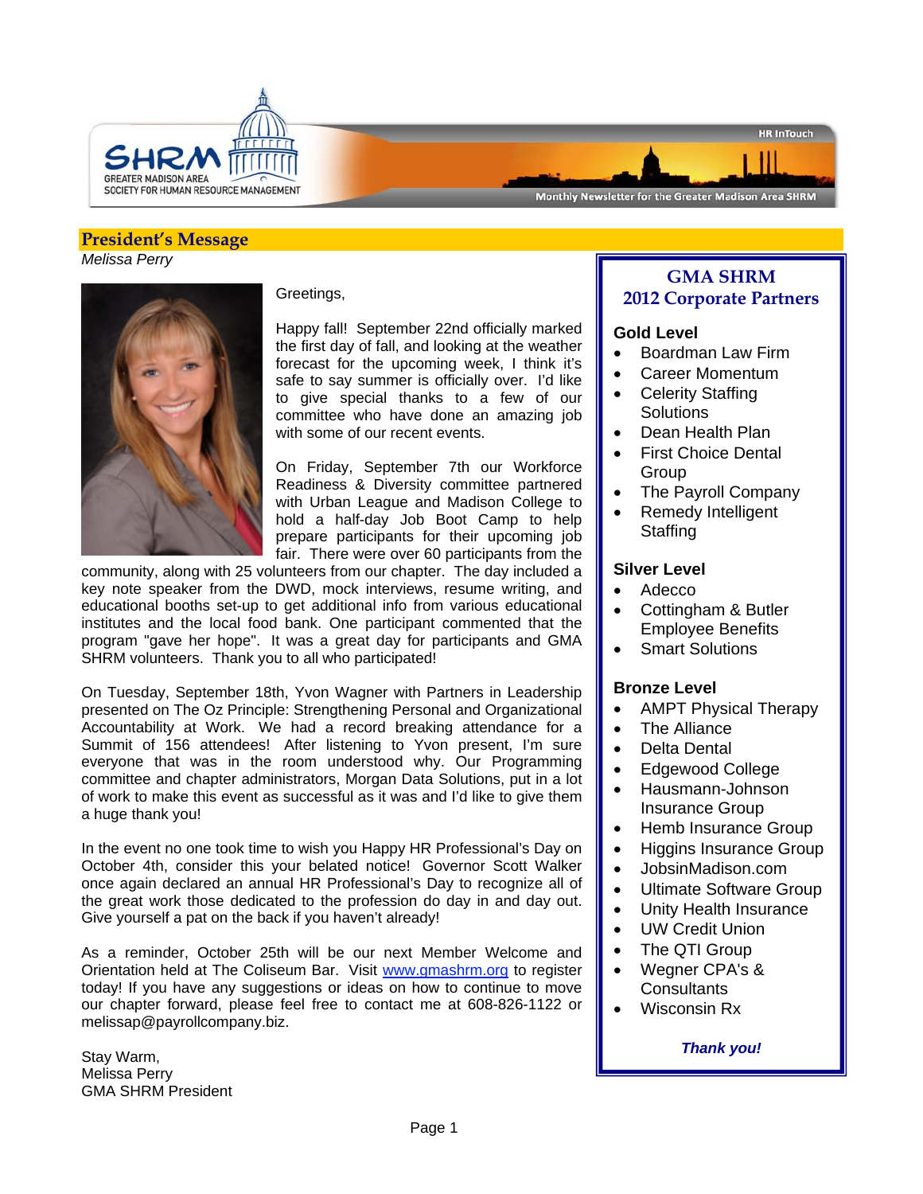SHRM GREATER MADISON AREA SOCIETY FOR HUMAN RESOURCE MANAGEMENT

HR InTouch

Monthly Newsletter for the Greater Madison Area SHRM

## President's Message

*Melissa Perry*

Greetings,

Happy fall! September 22nd officially marked the first day of fall, and looking at the weather forecast for the upcoming week, I think it's safe to say summer is officially over. I'd like to give special thanks to a few of our committee who have done an amazing job with some of our recent events.

On Friday, September 7th our Workforce Readiness & Diversity committee partnered with Urban League and Madison College to hold a half-day Job Boot Camp to help prepare participants for their upcoming job fair. There were over 60 participants from the community, along with 25 volunteers from our chapter. The day included a key note speaker from the DWD, mock interviews, resume writing, and educational booths set-up to get additional info from various educational institutes and the local food bank. One participant commented that the program "gave her hope". It was a great day for participants and GMA SHRM volunteers. Thank you to all who participated!

On Tuesday, September 18th, Yvon Wagner with Partners in Leadership presented on The Oz Principle: Strengthening Personal and Organizational Accountability at Work. We had a record breaking attendance for a Summit of 156 attendees! After listening to Yvon present, I'm sure everyone that was in the room understood why. Our Programming committee and chapter administrators, Morgan Data Solutions, put in a lot of work to make this event as successful as it was and I'd like to give them a huge thank you!

In the event no one took time to wish you Happy HR Professional's Day on October 4th, consider this your belated notice! Governor Scott Walker once again declared an annual HR Professional's Day to recognize all of the great work those dedicated to the profession do day in and day out. Give yourself a pat on the back if you haven't already!

As a reminder, October 25th will be our next Member Welcome and Orientation held at The Coliseum Bar. Visit www.gmashrm.org to register today! If you have any suggestions or ideas on how to continue to move our chapter forward, please feel free to contact me at 608-826-1122 or melissap@payrollcompany.biz.

Stay Warm,
Melissa Perry
GMA SHRM President

## GMA SHRM 2012 Corporate Partners

**Gold Level**

- Boardman Law Firm
- Career Momentum
- Celerity Staffing Solutions
- Dean Health Plan
- First Choice Dental Group
- The Payroll Company
- Remedy Intelligent Staffing

**Silver Level**

- Adecco
- Cottingham & Butler Employee Benefits
- Smart Solutions

**Bronze Level**

- AMPT Physical Therapy
- The Alliance
- Delta Dental
- Edgewood College
- Hausmann-Johnson Insurance Group
- Hemb Insurance Group
- Higgins Insurance Group
- JobsinMadison.com
- Ultimate Software Group
- Unity Health Insurance
- UW Credit Union
- The QTI Group
- Wegner CPA's & Consultants
- Wisconsin Rx

***Thank you!***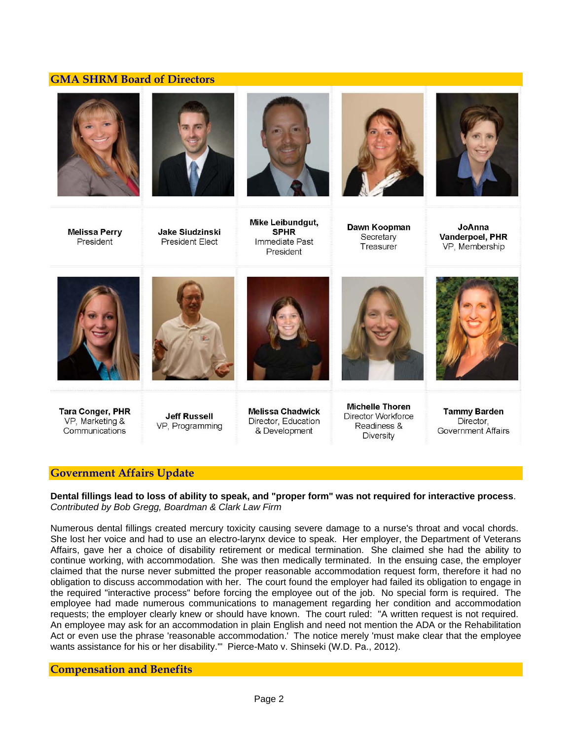## GMA SHRM Board of Directors

| | | | | |
|---|---|---|---|---|
| **Melissa Perry**<br>President | **Jake Siudzinski**<br>President Elect | **Mike Leibundgut, SPHR**<br>Immediate Past President | **Dawn Koopman**<br>Secretary Treasurer | **JoAnna Vanderpoel, PHR**<br>VP, Membership |
| **Tara Conger, PHR**<br>VP, Marketing & Communications | **Jeff Russell**<br>VP, Programming | **Melissa Chadwick**<br>Director, Education & Development | **Michelle Thoren**<br>Director Workforce Readiness & Diversity | **Tammy Barden**<br>Director, Government Affairs |

## Government Affairs Update

**Dental fillings lead to loss of ability to speak, and "proper form" was not required for interactive process**.
*Contributed by Bob Gregg, Boardman & Clark Law Firm*

Numerous dental fillings created mercury toxicity causing severe damage to a nurse's throat and vocal chords. She lost her voice and had to use an electro-larynx device to speak. Her employer, the Department of Veterans Affairs, gave her a choice of disability retirement or medical termination. She claimed she had the ability to continue working, with accommodation. She was then medically terminated. In the ensuing case, the employer claimed that the nurse never submitted the proper reasonable accommodation request form, therefore it had no obligation to discuss accommodation with her. The court found the employer had failed its obligation to engage in the required "interactive process" before forcing the employee out of the job. No special form is required. The employee had made numerous communications to management regarding her condition and accommodation requests; the employer clearly knew or should have known. The court ruled: "A written request is not required. An employee may ask for an accommodation in plain English and need not mention the ADA or the Rehabilitation Act or even use the phrase 'reasonable accommodation.' The notice merely 'must make clear that the employee wants assistance for his or her disability.'" Pierce-Mato v. Shinseki (W.D. Pa., 2012).

## Compensation and Benefits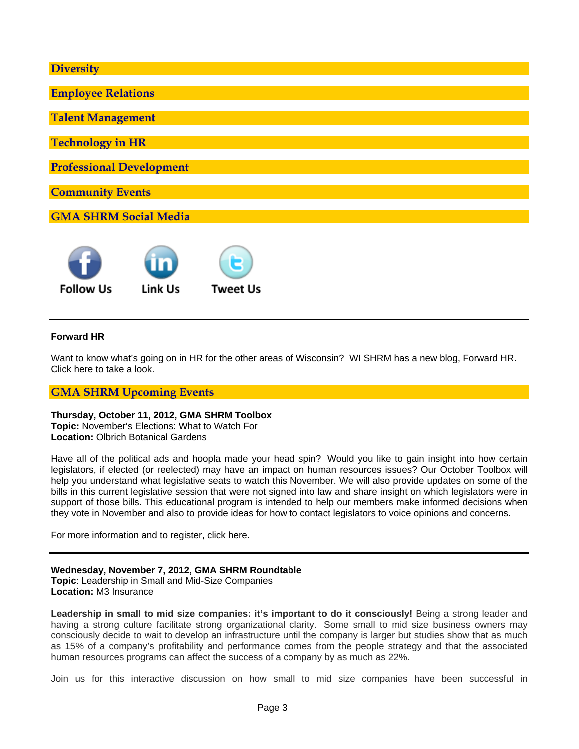## Diversity

## Employee Relations

## Talent Management

## Technology in HR

## Professional Development

## Community Events

## GMA SHRM Social Media

Follow Us    Link Us    Tweet Us

---

**Forward HR**

Want to know what's going on in HR for the other areas of Wisconsin? WI SHRM has a new blog, Forward HR. Click here to take a look.

## GMA SHRM Upcoming Events

**Thursday, October 11, 2012, GMA SHRM Toolbox**
**Topic:** November's Elections: What to Watch For
**Location:** Olbrich Botanical Gardens

Have all of the political ads and hoopla made your head spin? Would you like to gain insight into how certain legislators, if elected (or reelected) may have an impact on human resources issues? Our October Toolbox will help you understand what legislative seats to watch this November. We will also provide updates on some of the bills in this current legislative session that were not signed into law and share insight on which legislators were in support of those bills. This educational program is intended to help our members make informed decisions when they vote in November and also to provide ideas for how to contact legislators to voice opinions and concerns.

For more information and to register, click here.

---

**Wednesday, November 7, 2012, GMA SHRM Roundtable**
**Topic**: Leadership in Small and Mid-Size Companies
**Location:** M3 Insurance

**Leadership in small to mid size companies: it's important to do it consciously!** Being a strong leader and having a strong culture facilitate strong organizational clarity. Some small to mid size business owners may consciously decide to wait to develop an infrastructure until the company is larger but studies show that as much as 15% of a company's profitability and performance comes from the people strategy and that the associated human resources programs can affect the success of a company by as much as 22%.

Join us for this interactive discussion on how small to mid size companies have been successful in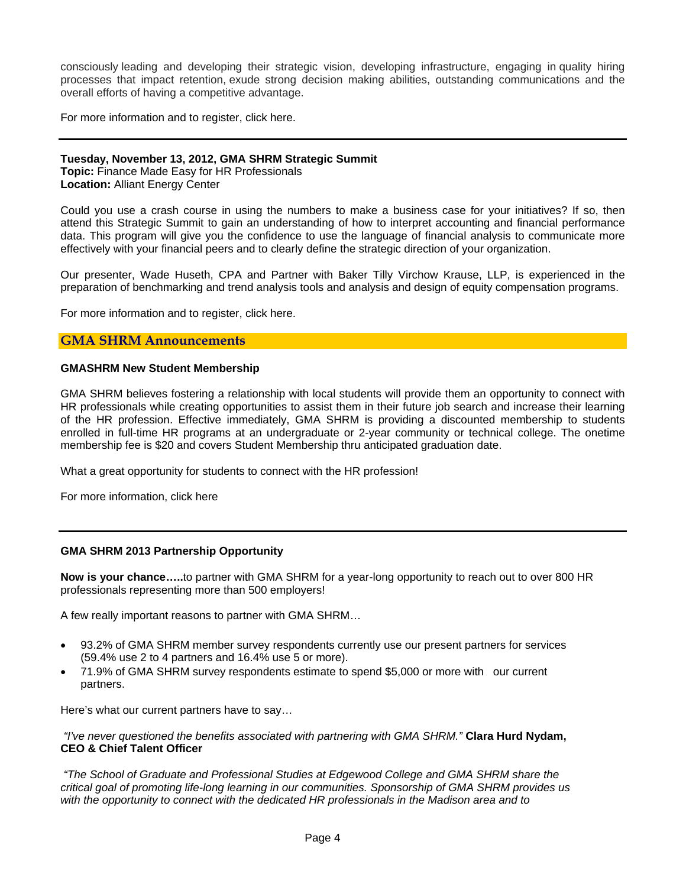consciously leading and developing their strategic vision, developing infrastructure, engaging in quality hiring processes that impact retention, exude strong decision making abilities, outstanding communications and the overall efforts of having a competitive advantage.

For more information and to register, click here.

---

**Tuesday, November 13, 2012, GMA SHRM Strategic Summit**
**Topic:** Finance Made Easy for HR Professionals
**Location:** Alliant Energy Center

Could you use a crash course in using the numbers to make a business case for your initiatives? If so, then attend this Strategic Summit to gain an understanding of how to interpret accounting and financial performance data. This program will give you the confidence to use the language of financial analysis to communicate more effectively with your financial peers and to clearly define the strategic direction of your organization.

Our presenter, Wade Huseth, CPA and Partner with Baker Tilly Virchow Krause, LLP, is experienced in the preparation of benchmarking and trend analysis tools and analysis and design of equity compensation programs.

For more information and to register, click here.

## GMA SHRM Announcements

**GMASHRM New Student Membership**

GMA SHRM believes fostering a relationship with local students will provide them an opportunity to connect with HR professionals while creating opportunities to assist them in their future job search and increase their learning of the HR profession. Effective immediately, GMA SHRM is providing a discounted membership to students enrolled in full-time HR programs at an undergraduate or 2-year community or technical college. The onetime membership fee is $20 and covers Student Membership thru anticipated graduation date.

What a great opportunity for students to connect with the HR profession!

For more information, click here

---

**GMA SHRM 2013 Partnership Opportunity**

**Now is your chance…..**to partner with GMA SHRM for a year-long opportunity to reach out to over 800 HR professionals representing more than 500 employers!

A few really important reasons to partner with GMA SHRM…

- 93.2% of GMA SHRM member survey respondents currently use our present partners for services (59.4% use 2 to 4 partners and 16.4% use 5 or more).
- 71.9% of GMA SHRM survey respondents estimate to spend $5,000 or more with our current partners.

Here's what our current partners have to say…

*"I've never questioned the benefits associated with partnering with GMA SHRM."* **Clara Hurd Nydam, CEO & Chief Talent Officer**

*"The School of Graduate and Professional Studies at Edgewood College and GMA SHRM share the critical goal of promoting life-long learning in our communities. Sponsorship of GMA SHRM provides us with the opportunity to connect with the dedicated HR professionals in the Madison area and to*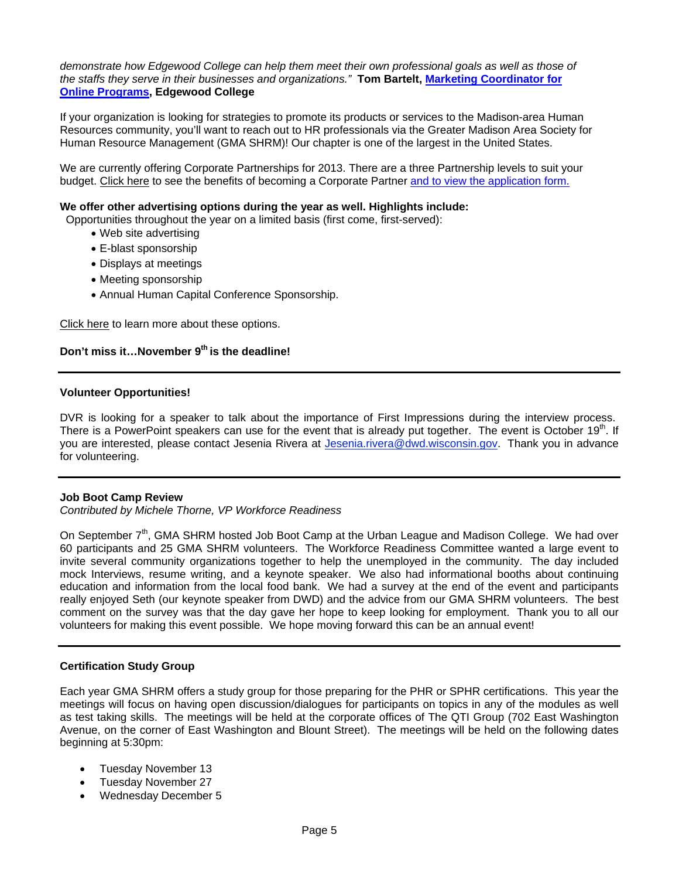*demonstrate how Edgewood College can help them meet their own professional goals as well as those of the staffs they serve in their businesses and organizations."* **Tom Bartelt, Marketing Coordinator for Online Programs, Edgewood College**

If your organization is looking for strategies to promote its products or services to the Madison-area Human Resources community, you'll want to reach out to HR professionals via the Greater Madison Area Society for Human Resource Management (GMA SHRM)! Our chapter is one of the largest in the United States.

We are currently offering Corporate Partnerships for 2013. There are a three Partnership levels to suit your budget. Click here to see the benefits of becoming a Corporate Partner and to view the application form.

**We offer other advertising options during the year as well. Highlights include:**

Opportunities throughout the year on a limited basis (first come, first-served):

- Web site advertising
- E-blast sponsorship
- Displays at meetings
- Meeting sponsorship
- Annual Human Capital Conference Sponsorship.

Click here to learn more about these options.

**Don't miss it…November 9th is the deadline!**

---

**Volunteer Opportunities!**

DVR is looking for a speaker to talk about the importance of First Impressions during the interview process. There is a PowerPoint speakers can use for the event that is already put together. The event is October 19th. If you are interested, please contact Jesenia Rivera at Jesenia.rivera@dwd.wisconsin.gov. Thank you in advance for volunteering.

---

**Job Boot Camp Review**

*Contributed by Michele Thorne, VP Workforce Readiness*

On September 7th, GMA SHRM hosted Job Boot Camp at the Urban League and Madison College. We had over 60 participants and 25 GMA SHRM volunteers. The Workforce Readiness Committee wanted a large event to invite several community organizations together to help the unemployed in the community. The day included mock Interviews, resume writing, and a keynote speaker. We also had informational booths about continuing education and information from the local food bank. We had a survey at the end of the event and participants really enjoyed Seth (our keynote speaker from DWD) and the advice from our GMA SHRM volunteers. The best comment on the survey was that the day gave her hope to keep looking for employment. Thank you to all our volunteers for making this event possible. We hope moving forward this can be an annual event!

---

**Certification Study Group**

Each year GMA SHRM offers a study group for those preparing for the PHR or SPHR certifications. This year the meetings will focus on having open discussion/dialogues for participants on topics in any of the modules as well as test taking skills. The meetings will be held at the corporate offices of The QTI Group (702 East Washington Avenue, on the corner of East Washington and Blount Street). The meetings will be held on the following dates beginning at 5:30pm:

- Tuesday November 13
- Tuesday November 27
- Wednesday December 5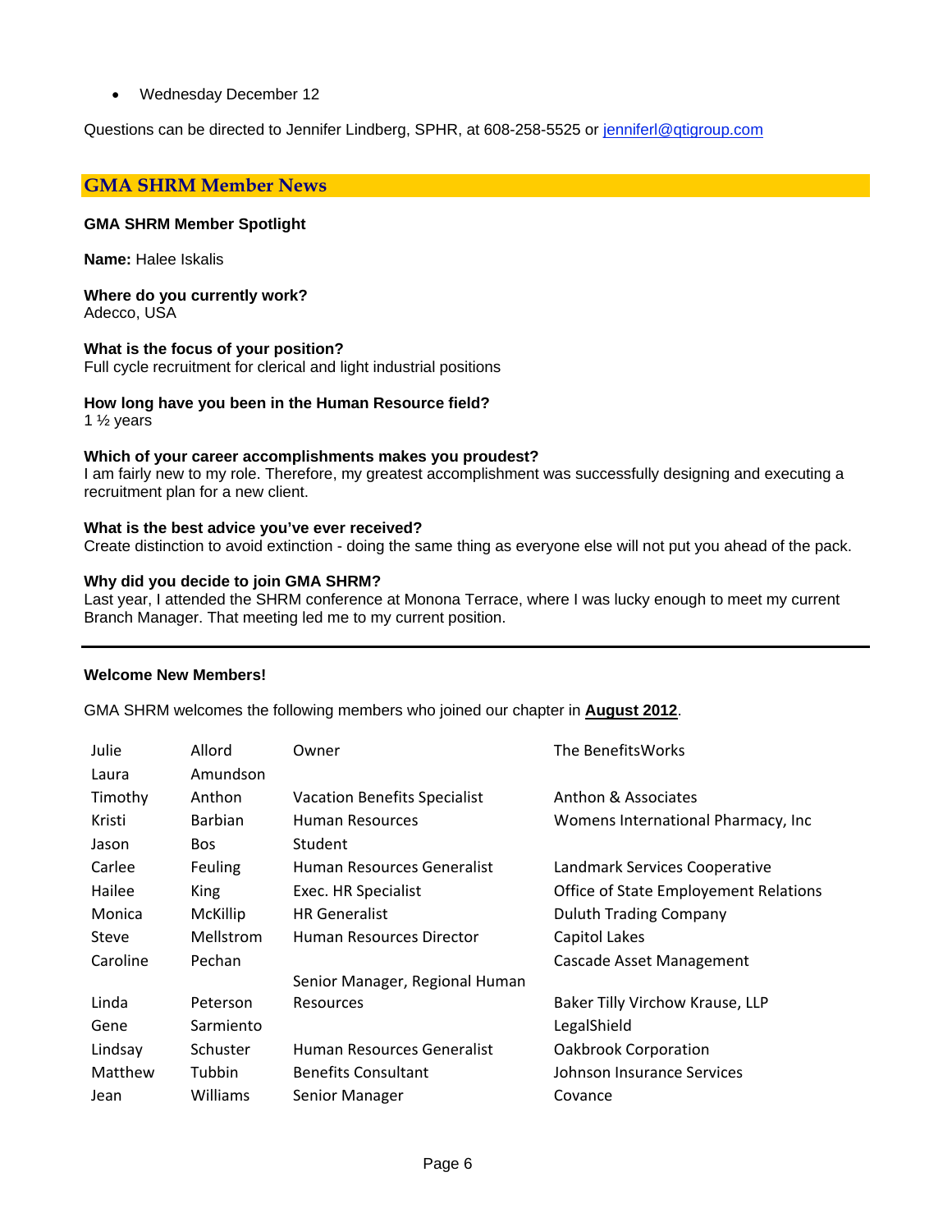- Wednesday December 12

Questions can be directed to Jennifer Lindberg, SPHR, at 608-258-5525 or [jenniferl@qtigroup.com](mailto:jenniferl@qtigroup.com)

## GMA SHRM Member News

**GMA SHRM Member Spotlight**

**Name:** Halee Iskalis

**Where do you currently work?**
Adecco, USA

**What is the focus of your position?**
Full cycle recruitment for clerical and light industrial positions

**How long have you been in the Human Resource field?**
1 ½ years

**Which of your career accomplishments makes you proudest?**
I am fairly new to my role. Therefore, my greatest accomplishment was successfully designing and executing a recruitment plan for a new client.

**What is the best advice you've ever received?**
Create distinction to avoid extinction - doing the same thing as everyone else will not put you ahead of the pack.

**Why did you decide to join GMA SHRM?**
Last year, I attended the SHRM conference at Monona Terrace, where I was lucky enough to meet my current Branch Manager. That meeting led me to my current position.

---

**Welcome New Members!**

GMA SHRM welcomes the following members who joined our chapter in **August 2012**.

| | | | |
|---|---|---|---|
| Julie | Allord | Owner | The BenefitsWorks |
| Laura | Amundson | | |
| Timothy | Anthon | Vacation Benefits Specialist | Anthon & Associates |
| Kristi | Barbian | Human Resources | Womens International Pharmacy, Inc |
| Jason | Bos | Student | |
| Carlee | Feuling | Human Resources Generalist | Landmark Services Cooperative |
| Hailee | King | Exec. HR Specialist | Office of State Employement Relations |
| Monica | McKillip | HR Generalist | Duluth Trading Company |
| Steve | Mellstrom | Human Resources Director | Capitol Lakes |
| Caroline | Pechan | | Cascade Asset Management |
| Linda | Peterson | Senior Manager, Regional Human Resources | Baker Tilly Virchow Krause, LLP |
| Gene | Sarmiento | | LegalShield |
| Lindsay | Schuster | Human Resources Generalist | Oakbrook Corporation |
| Matthew | Tubbin | Benefits Consultant | Johnson Insurance Services |
| Jean | Williams | Senior Manager | Covance |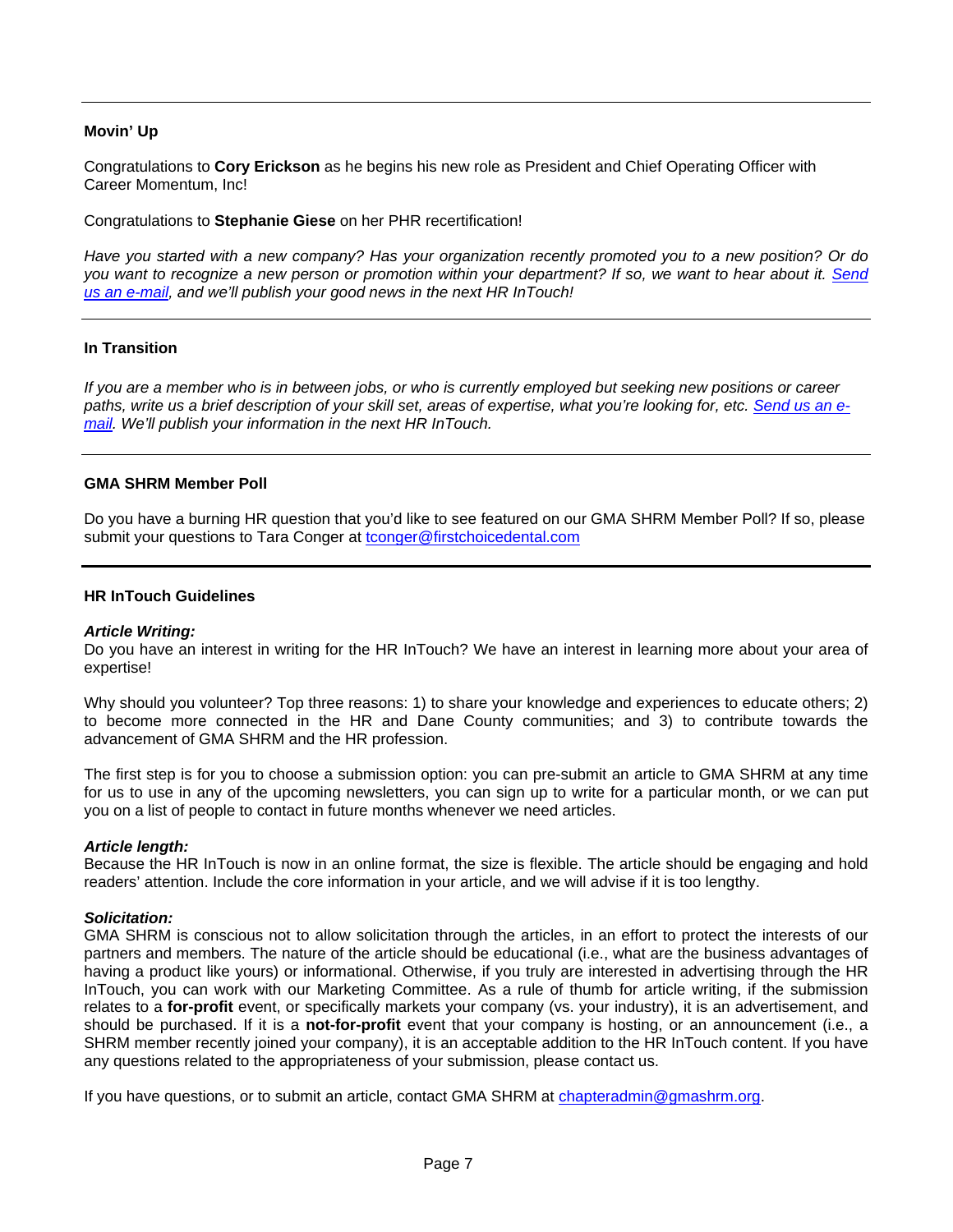---

### Movin' Up

Congratulations to **Cory Erickson** as he begins his new role as President and Chief Operating Officer with Career Momentum, Inc!

Congratulations to **Stephanie Giese** on her PHR recertification!

*Have you started with a new company? Has your organization recently promoted you to a new position? Or do you want to recognize a new person or promotion within your department? If so, we want to hear about it. Send us an e-mail, and we'll publish your good news in the next HR InTouch!*

---

### In Transition

*If you are a member who is in between jobs, or who is currently employed but seeking new positions or career paths, write us a brief description of your skill set, areas of expertise, what you're looking for, etc. Send us an e-mail. We'll publish your information in the next HR InTouch.*

---

### GMA SHRM Member Poll

Do you have a burning HR question that you'd like to see featured on our GMA SHRM Member Poll? If so, please submit your questions to Tara Conger at tconger@firstchoicedental.com

---

### HR InTouch Guidelines

***Article Writing:***

Do you have an interest in writing for the HR InTouch? We have an interest in learning more about your area of expertise!

Why should you volunteer? Top three reasons: 1) to share your knowledge and experiences to educate others; 2) to become more connected in the HR and Dane County communities; and 3) to contribute towards the advancement of GMA SHRM and the HR profession.

The first step is for you to choose a submission option: you can pre-submit an article to GMA SHRM at any time for us to use in any of the upcoming newsletters, you can sign up to write for a particular month, or we can put you on a list of people to contact in future months whenever we need articles.

***Article length:***

Because the HR InTouch is now in an online format, the size is flexible. The article should be engaging and hold readers' attention. Include the core information in your article, and we will advise if it is too lengthy.

***Solicitation:***

GMA SHRM is conscious not to allow solicitation through the articles, in an effort to protect the interests of our partners and members. The nature of the article should be educational (i.e., what are the business advantages of having a product like yours) or informational. Otherwise, if you truly are interested in advertising through the HR InTouch, you can work with our Marketing Committee. As a rule of thumb for article writing, if the submission relates to a **for-profit** event, or specifically markets your company (vs. your industry), it is an advertisement, and should be purchased. If it is a **not-for-profit** event that your company is hosting, or an announcement (i.e., a SHRM member recently joined your company), it is an acceptable addition to the HR InTouch content. If you have any questions related to the appropriateness of your submission, please contact us.

If you have questions, or to submit an article, contact GMA SHRM at chapteradmin@gmashrm.org.